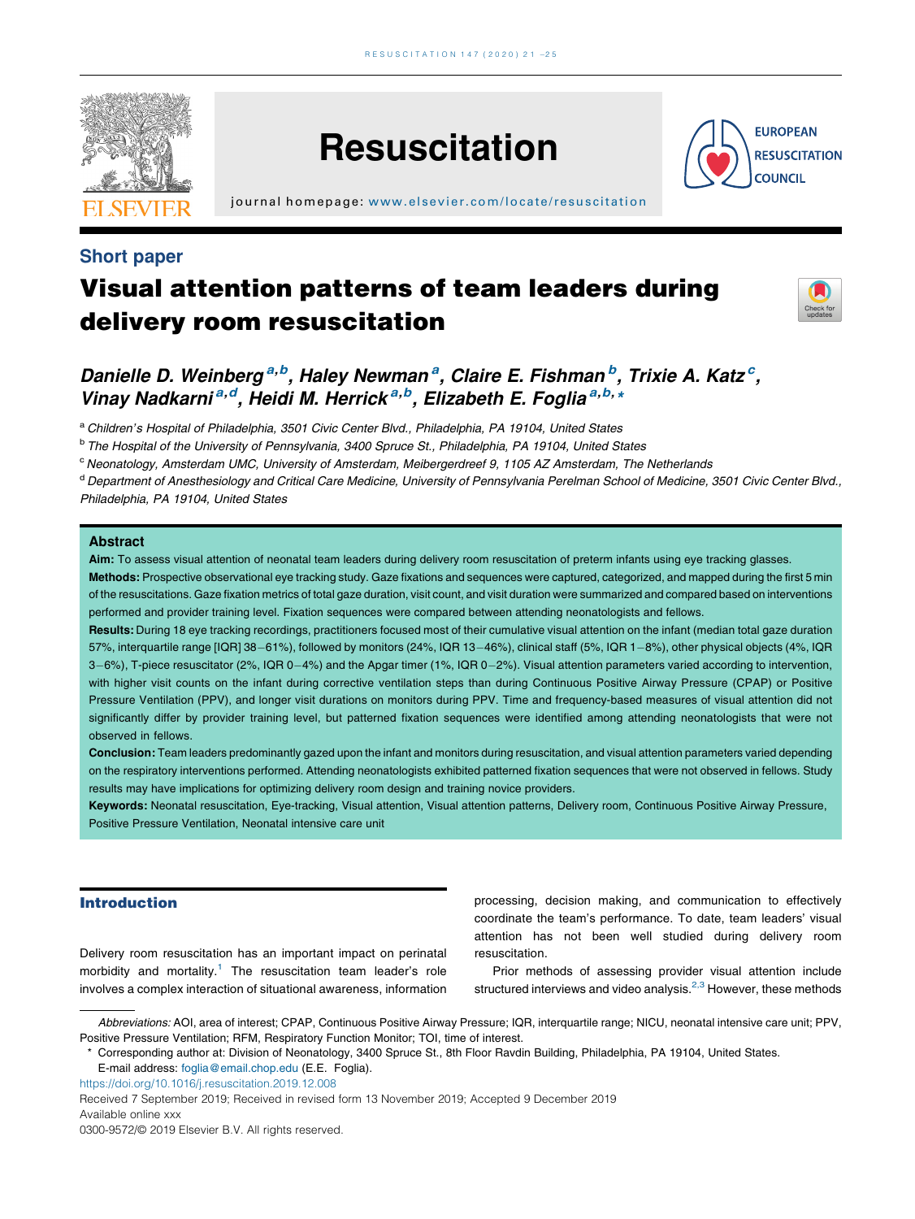Short paper

# Visual attention patterns of team leaders during delivery room resuscitation

*Danielle D. Weinberg*[a,b], *Haley Newman*[a], *Claire E. Fishman*[b], *Trixie A. Katz*[c], *Vinay Nadkarni*[a,d], *Heidi M. Herrick*[a,b], *Elizabeth E. Foglia*[a,b,*]

[a] Children's Hospital of Philadelphia, 3501 Civic Center Blvd., Philadelphia, PA 19104, United States

[b] The Hospital of the University of Pennsylvania, 3400 Spruce St., Philadelphia, PA 19104, United States

[c] Neonatology, Amsterdam UMC, University of Amsterdam, Meibergerdreef 9, 1105 AZ Amsterdam, The Netherlands

[d] Department of Anesthesiology and Critical Care Medicine, University of Pennsylvania Perelman School of Medicine, 3501 Civic Center Blvd., Philadelphia, PA 19104, United States

## Abstract

**Aim:** To assess visual attention of neonatal team leaders during delivery room resuscitation of preterm infants using eye tracking glasses.

**Methods:** Prospective observational eye tracking study. Gaze fixations and sequences were captured, categorized, and mapped during the first 5 min of the resuscitations. Gaze fixation metrics of total gaze duration, visit count, and visit duration were summarized and compared based on interventions performed and provider training level. Fixation sequences were compared between attending neonatologists and fellows.

**Results:** During 18 eye tracking recordings, practitioners focused most of their cumulative visual attention on the infant (median total gaze duration 57%, interquartile range [IQR] 38−61%), followed by monitors (24%, IQR 13−46%), clinical staff (5%, IQR 1−8%), other physical objects (4%, IQR 3−6%), T-piece resuscitator (2%, IQR 0−4%) and the Apgar timer (1%, IQR 0−2%). Visual attention parameters varied according to intervention, with higher visit counts on the infant during corrective ventilation steps than during Continuous Positive Airway Pressure (CPAP) or Positive Pressure Ventilation (PPV), and longer visit durations on monitors during PPV. Time and frequency-based measures of visual attention did not significantly differ by provider training level, but patterned fixation sequences were identified among attending neonatologists that were not observed in fellows.

**Conclusion:** Team leaders predominantly gazed upon the infant and monitors during resuscitation, and visual attention parameters varied depending on the respiratory interventions performed. Attending neonatologists exhibited patterned fixation sequences that were not observed in fellows. Study results may have implications for optimizing delivery room design and training novice providers.

**Keywords:** Neonatal resuscitation, Eye-tracking, Visual attention, Visual attention patterns, Delivery room, Continuous Positive Airway Pressure, Positive Pressure Ventilation, Neonatal intensive care unit

## Introduction

Delivery room resuscitation has an important impact on perinatal morbidity and mortality.[1] The resuscitation team leader's role involves a complex interaction of situational awareness, information processing, decision making, and communication to effectively coordinate the team's performance. To date, team leaders' visual attention has not been well studied during delivery room resuscitation.

Prior methods of assessing provider visual attention include structured interviews and video analysis.[2,3] However, these methods

*Abbreviations:* AOI, area of interest; CPAP, Continuous Positive Airway Pressure; IQR, interquartile range; NICU, neonatal intensive care unit; PPV, Positive Pressure Ventilation; RFM, Respiratory Function Monitor; TOI, time of interest.

\* Corresponding author at: Division of Neonatology, 3400 Spruce St., 8th Floor Ravdin Building, Philadelphia, PA 19104, United States.
E-mail address: foglia@email.chop.edu (E.E. Foglia).

https://doi.org/10.1016/j.resuscitation.2019.12.008

Received 7 September 2019; Received in revised form 13 November 2019; Accepted 9 December 2019

Available online xxx

0300-9572/© 2019 Elsevier B.V. All rights reserved.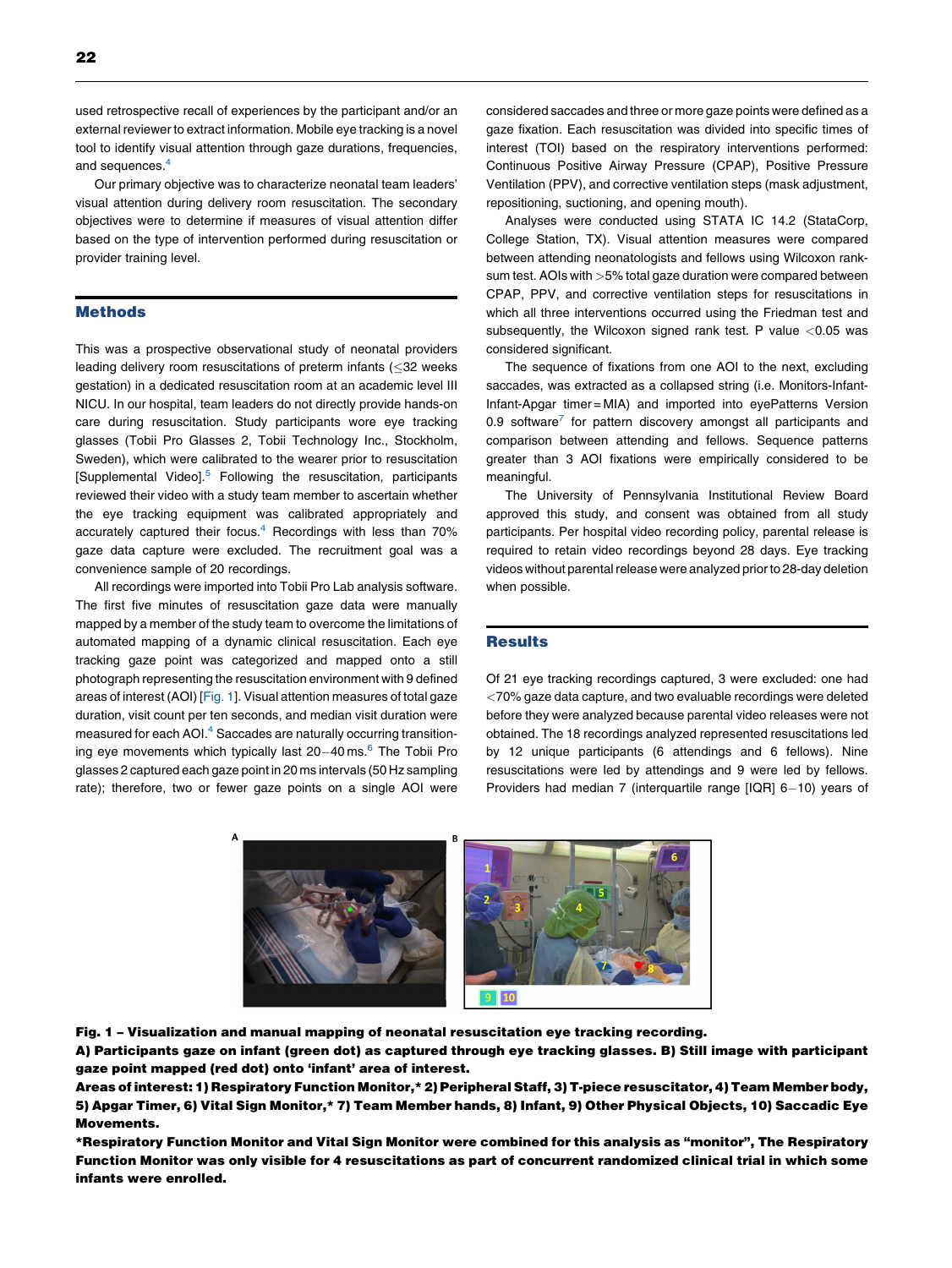used retrospective recall of experiences by the participant and/or an external reviewer to extract information. Mobile eye tracking is a novel tool to identify visual attention through gaze durations, frequencies, and sequences.[4]

Our primary objective was to characterize neonatal team leaders' visual attention during delivery room resuscitation. The secondary objectives were to determine if measures of visual attention differ based on the type of intervention performed during resuscitation or provider training level.

## Methods

This was a prospective observational study of neonatal providers leading delivery room resuscitations of preterm infants (≤32 weeks gestation) in a dedicated resuscitation room at an academic level III NICU. In our hospital, team leaders do not directly provide hands-on care during resuscitation. Study participants wore eye tracking glasses (Tobii Pro Glasses 2, Tobii Technology Inc., Stockholm, Sweden), which were calibrated to the wearer prior to resuscitation [Supplemental Video].[5] Following the resuscitation, participants reviewed their video with a study team member to ascertain whether the eye tracking equipment was calibrated appropriately and accurately captured their focus.[4] Recordings with less than 70% gaze data capture were excluded. The recruitment goal was a convenience sample of 20 recordings.

All recordings were imported into Tobii Pro Lab analysis software. The first five minutes of resuscitation gaze data were manually mapped by a member of the study team to overcome the limitations of automated mapping of a dynamic clinical resuscitation. Each eye tracking gaze point was categorized and mapped onto a still photograph representing the resuscitation environment with 9 defined areas of interest (AOI) [Fig. 1]. Visual attention measures of total gaze duration, visit count per ten seconds, and median visit duration were measured for each AOI.[4] Saccades are naturally occurring transitioning eye movements which typically last 20–40 ms.[6] The Tobii Pro glasses 2 captured each gaze point in 20 ms intervals (50 Hz sampling rate); therefore, two or fewer gaze points on a single AOI were considered saccades and three or more gaze points were defined as a gaze fixation. Each resuscitation was divided into specific times of interest (TOI) based on the respiratory interventions performed: Continuous Positive Airway Pressure (CPAP), Positive Pressure Ventilation (PPV), and corrective ventilation steps (mask adjustment, repositioning, suctioning, and opening mouth).

Analyses were conducted using STATA IC 14.2 (StataCorp, College Station, TX). Visual attention measures were compared between attending neonatologists and fellows using Wilcoxon rank-sum test. AOIs with >5% total gaze duration were compared between CPAP, PPV, and corrective ventilation steps for resuscitations in which all three interventions occurred using the Friedman test and subsequently, the Wilcoxon signed rank test. P value <0.05 was considered significant.

The sequence of fixations from one AOI to the next, excluding saccades, was extracted as a collapsed string (i.e. Monitors-Infant-Infant-Apgar timer = MIA) and imported into eyePatterns Version 0.9 software[7] for pattern discovery amongst all participants and comparison between attending and fellows. Sequence patterns greater than 3 AOI fixations were empirically considered to be meaningful.

The University of Pennsylvania Institutional Review Board approved this study, and consent was obtained from all study participants. Per hospital video recording policy, parental release is required to retain video recordings beyond 28 days. Eye tracking videos without parental release were analyzed prior to 28-day deletion when possible.

## Results

Of 21 eye tracking recordings captured, 3 were excluded: one had <70% gaze data capture, and two evaluable recordings were deleted before they were analyzed because parental video releases were not obtained. The 18 recordings analyzed represented resuscitations led by 12 unique participants (6 attendings and 6 fellows). Nine resuscitations were led by attendings and 9 were led by fellows. Providers had median 7 (interquartile range [IQR] 6–10) years of

**Fig. 1 – Visualization and manual mapping of neonatal resuscitation eye tracking recording.**
**A) Participants gaze on infant (green dot) as captured through eye tracking glasses. B) Still image with participant gaze point mapped (red dot) onto 'infant' area of interest.**
**Areas of interest: 1) Respiratory Function Monitor,* 2) Peripheral Staff, 3) T-piece resuscitator, 4) Team Member body, 5) Apgar Timer, 6) Vital Sign Monitor,* 7) Team Member hands, 8) Infant, 9) Other Physical Objects, 10) Saccadic Eye Movements.**
**\*Respiratory Function Monitor and Vital Sign Monitor were combined for this analysis as "monitor", The Respiratory Function Monitor was only visible for 4 resuscitations as part of concurrent randomized clinical trial in which some infants were enrolled.**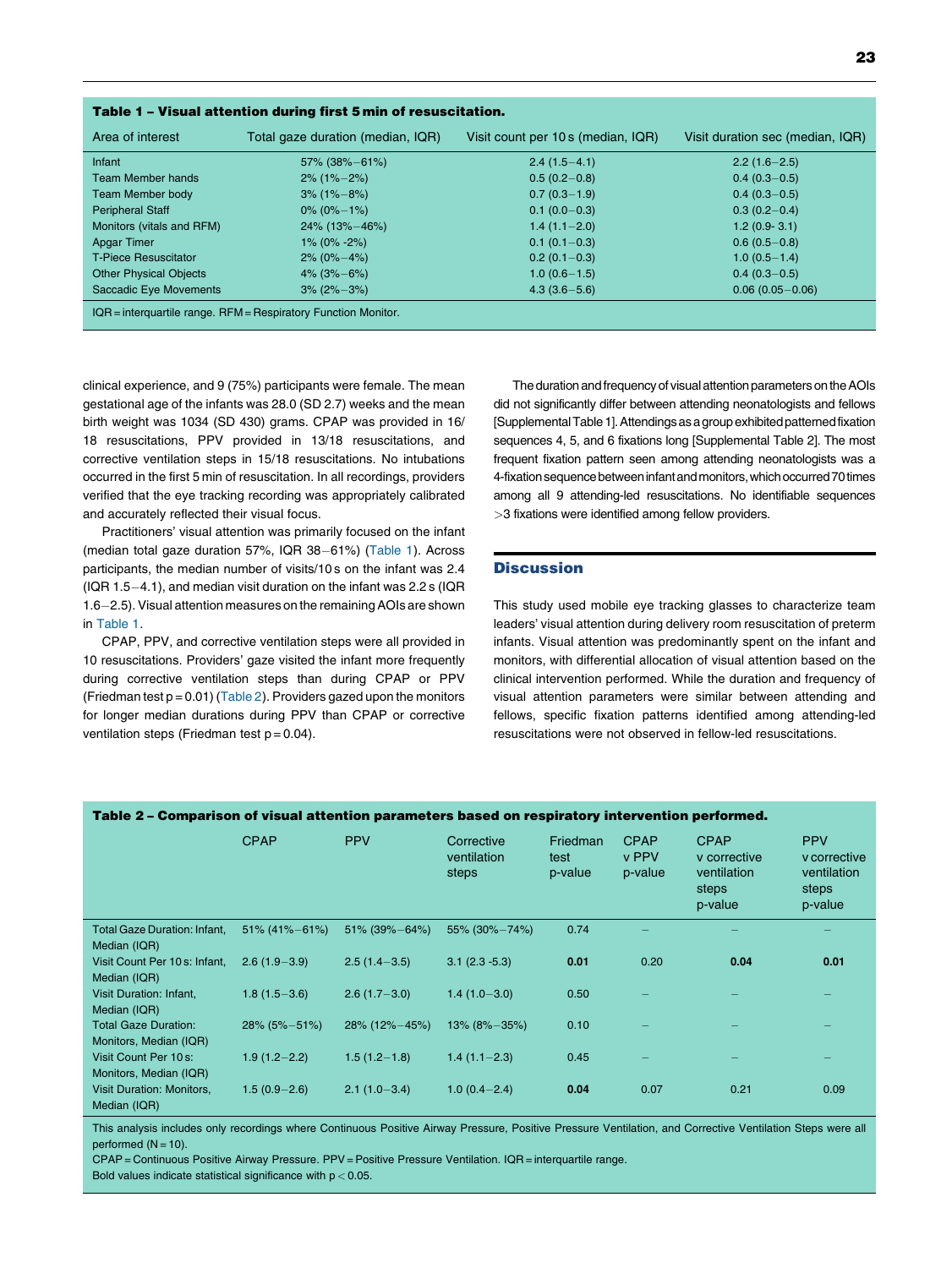**Table 1 – Visual attention during first 5 min of resuscitation.**

| Area of interest | Total gaze duration (median, IQR) | Visit count per 10 s (median, IQR) | Visit duration sec (median, IQR) |
|---|---|---|---|
| Infant | 57% (38%−61%) | 2.4 (1.5−4.1) | 2.2 (1.6−2.5) |
| Team Member hands | 2% (1%−2%) | 0.5 (0.2−0.8) | 0.4 (0.3−0.5) |
| Team Member body | 3% (1%−8%) | 0.7 (0.3−1.9) | 0.4 (0.3−0.5) |
| Peripheral Staff | 0% (0%−1%) | 0.1 (0.0−0.3) | 0.3 (0.2−0.4) |
| Monitors (vitals and RFM) | 24% (13%−46%) | 1.4 (1.1−2.0) | 1.2 (0.9- 3.1) |
| Apgar Timer | 1% (0% -2%) | 0.1 (0.1−0.3) | 0.6 (0.5−0.8) |
| T-Piece Resuscitator | 2% (0%−4%) | 0.2 (0.1−0.3) | 1.0 (0.5−1.4) |
| Other Physical Objects | 4% (3%−6%) | 1.0 (0.6−1.5) | 0.4 (0.3−0.5) |
| Saccadic Eye Movements | 3% (2%−3%) | 4.3 (3.6−5.6) | 0.06 (0.05−0.06) |

IQR = interquartile range. RFM = Respiratory Function Monitor.

clinical experience, and 9 (75%) participants were female. The mean gestational age of the infants was 28.0 (SD 2.7) weeks and the mean birth weight was 1034 (SD 430) grams. CPAP was provided in 16/18 resuscitations, PPV provided in 13/18 resuscitations, and corrective ventilation steps in 15/18 resuscitations. No intubations occurred in the first 5 min of resuscitation. In all recordings, providers verified that the eye tracking recording was appropriately calibrated and accurately reflected their visual focus.

Practitioners' visual attention was primarily focused on the infant (median total gaze duration 57%, IQR 38−61%) (Table 1). Across participants, the median number of visits/10 s on the infant was 2.4 (IQR 1.5−4.1), and median visit duration on the infant was 2.2 s (IQR 1.6−2.5). Visual attention measures on the remaining AOIs are shown in Table 1.

CPAP, PPV, and corrective ventilation steps were all provided in 10 resuscitations. Providers' gaze visited the infant more frequently during corrective ventilation steps than during CPAP or PPV (Friedman test p = 0.01) (Table 2). Providers gazed upon the monitors for longer median durations during PPV than CPAP or corrective ventilation steps (Friedman test p = 0.04).

The duration and frequency of visual attention parameters on the AOIs did not significantly differ between attending neonatologists and fellows [Supplemental Table 1]. Attendings as a group exhibited patterned fixation sequences 4, 5, and 6 fixations long [Supplemental Table 2]. The most frequent fixation pattern seen among attending neonatologists was a 4-fixation sequence between infant and monitors, which occurred 70 times among all 9 attending-led resuscitations. No identifiable sequences >3 fixations were identified among fellow providers.

## Discussion

This study used mobile eye tracking glasses to characterize team leaders' visual attention during delivery room resuscitation of preterm infants. Visual attention was predominantly spent on the infant and monitors, with differential allocation of visual attention based on the clinical intervention performed. While the duration and frequency of visual attention parameters were similar between attending and fellows, specific fixation patterns identified among attending-led resuscitations were not observed in fellow-led resuscitations.

**Table 2 – Comparison of visual attention parameters based on respiratory intervention performed.**

| | CPAP | PPV | Corrective ventilation steps | Friedman test p-value | CPAP v PPV p-value | CPAP v corrective ventilation steps p-value | PPV v corrective ventilation steps p-value |
|---|---|---|---|---|---|---|---|
| Total Gaze Duration: Infant, Median (IQR) | 51% (41%−61%) | 51% (39%−64%) | 55% (30%−74%) | 0.74 | – | – | – |
| Visit Count Per 10 s: Infant, Median (IQR) | 2.6 (1.9−3.9) | 2.5 (1.4−3.5) | 3.1 (2.3 -5.3) | **0.01** | 0.20 | **0.04** | **0.01** |
| Visit Duration: Infant, Median (IQR) | 1.8 (1.5−3.6) | 2.6 (1.7−3.0) | 1.4 (1.0−3.0) | 0.50 | – | – | – |
| Total Gaze Duration: Monitors, Median (IQR) | 28% (5%−51%) | 28% (12%−45%) | 13% (8%−35%) | 0.10 | – | – | – |
| Visit Count Per 10 s: Monitors, Median (IQR) | 1.9 (1.2−2.2) | 1.5 (1.2−1.8) | 1.4 (1.1−2.3) | 0.45 | – | – | – |
| Visit Duration: Monitors, Median (IQR) | 1.5 (0.9−2.6) | 2.1 (1.0−3.4) | 1.0 (0.4−2.4) | **0.04** | 0.07 | 0.21 | 0.09 |

This analysis includes only recordings where Continuous Positive Airway Pressure, Positive Pressure Ventilation, and Corrective Ventilation Steps were all performed (N = 10).
CPAP = Continuous Positive Airway Pressure. PPV = Positive Pressure Ventilation. IQR = interquartile range.
Bold values indicate statistical significance with p < 0.05.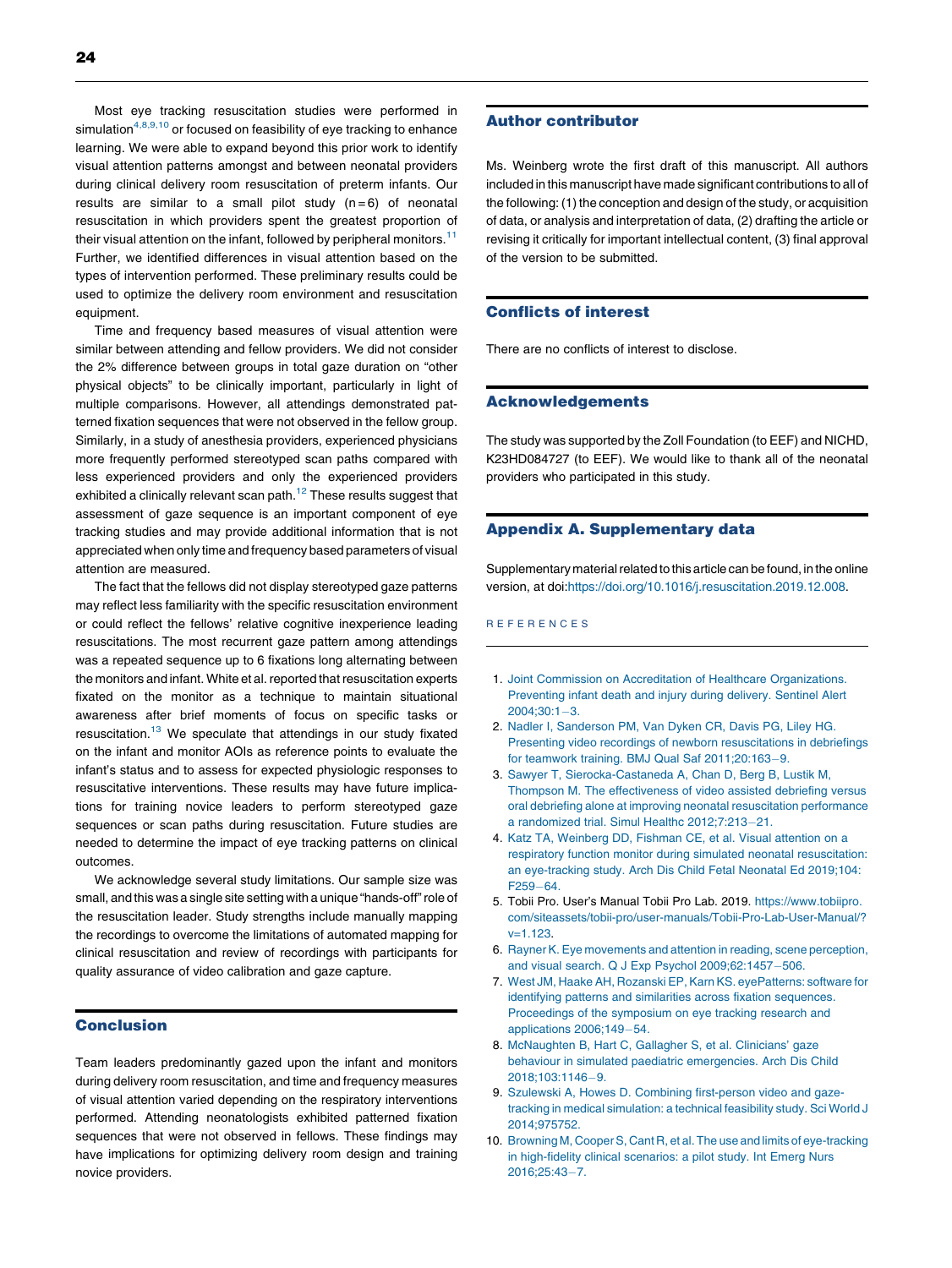Most eye tracking resuscitation studies were performed in simulation[4,8,9,10] or focused on feasibility of eye tracking to enhance learning. We were able to expand beyond this prior work to identify visual attention patterns amongst and between neonatal providers during clinical delivery room resuscitation of preterm infants. Our results are similar to a small pilot study (n = 6) of neonatal resuscitation in which providers spent the greatest proportion of their visual attention on the infant, followed by peripheral monitors.[11] Further, we identified differences in visual attention based on the types of intervention performed. These preliminary results could be used to optimize the delivery room environment and resuscitation equipment.

Time and frequency based measures of visual attention were similar between attending and fellow providers. We did not consider the 2% difference between groups in total gaze duration on "other physical objects" to be clinically important, particularly in light of multiple comparisons. However, all attendings demonstrated patterned fixation sequences that were not observed in the fellow group. Similarly, in a study of anesthesia providers, experienced physicians more frequently performed stereotyped scan paths compared with less experienced providers and only the experienced providers exhibited a clinically relevant scan path.[12] These results suggest that assessment of gaze sequence is an important component of eye tracking studies and may provide additional information that is not appreciated when only time and frequency based parameters of visual attention are measured.

The fact that the fellows did not display stereotyped gaze patterns may reflect less familiarity with the specific resuscitation environment or could reflect the fellows' relative cognitive inexperience leading resuscitations. The most recurrent gaze pattern among attendings was a repeated sequence up to 6 fixations long alternating between the monitors and infant. White et al. reported that resuscitation experts fixated on the monitor as a technique to maintain situational awareness after brief moments of focus on specific tasks or resuscitation.[13] We speculate that attendings in our study fixated on the infant and monitor AOIs as reference points to evaluate the infant's status and to assess for expected physiologic responses to resuscitative interventions. These results may have future implications for training novice leaders to perform stereotyped gaze sequences or scan paths during resuscitation. Future studies are needed to determine the impact of eye tracking patterns on clinical outcomes.

We acknowledge several study limitations. Our sample size was small, and this was a single site setting with a unique "hands-off" role of the resuscitation leader. Study strengths include manually mapping the recordings to overcome the limitations of automated mapping for clinical resuscitation and review of recordings with participants for quality assurance of video calibration and gaze capture.

## Conclusion

Team leaders predominantly gazed upon the infant and monitors during delivery room resuscitation, and time and frequency measures of visual attention varied depending on the respiratory interventions performed. Attending neonatologists exhibited patterned fixation sequences that were not observed in fellows. These findings may have implications for optimizing delivery room design and training novice providers.

## Author contributor

Ms. Weinberg wrote the first draft of this manuscript. All authors included in this manuscript have made significant contributions to all of the following: (1) the conception and design of the study, or acquisition of data, or analysis and interpretation of data, (2) drafting the article or revising it critically for important intellectual content, (3) final approval of the version to be submitted.

## Conflicts of interest

There are no conflicts of interest to disclose.

## Acknowledgements

The study was supported by the Zoll Foundation (to EEF) and NICHD, K23HD084727 (to EEF). We would like to thank all of the neonatal providers who participated in this study.

## Appendix A. Supplementary data

Supplementary material related to this article can be found, in the online version, at doi:https://doi.org/10.1016/j.resuscitation.2019.12.008.

## REFERENCES

1. Joint Commission on Accreditation of Healthcare Organizations. Preventing infant death and injury during delivery. Sentinel Alert 2004;30:1–3.
2. Nadler I, Sanderson PM, Van Dyken CR, Davis PG, Liley HG. Presenting video recordings of newborn resuscitations in debriefings for teamwork training. BMJ Qual Saf 2011;20:163–9.
3. Sawyer T, Sierocka-Castaneda A, Chan D, Berg B, Lustik M, Thompson M. The effectiveness of video assisted debriefing versus oral debriefing alone at improving neonatal resuscitation performance a randomized trial. Simul Healthc 2012;7:213–21.
4. Katz TA, Weinberg DD, Fishman CE, et al. Visual attention on a respiratory function monitor during simulated neonatal resuscitation: an eye-tracking study. Arch Dis Child Fetal Neonatal Ed 2019;104: F259–64.
5. Tobii Pro. User's Manual Tobii Pro Lab. 2019. https://www.tobiipro.com/siteassets/tobii-pro/user-manuals/Tobii-Pro-Lab-User-Manual/?v=1.123.
6. Rayner K. Eye movements and attention in reading, scene perception, and visual search. Q J Exp Psychol 2009;62:1457–506.
7. West JM, Haake AH, Rozanski EP, Karn KS. eyePatterns: software for identifying patterns and similarities across fixation sequences. Proceedings of the symposium on eye tracking research and applications 2006;149–54.
8. McNaughten B, Hart C, Gallagher S, et al. Clinicians' gaze behaviour in simulated paediatric emergencies. Arch Dis Child 2018;103:1146–9.
9. Szulewski A, Howes D. Combining first-person video and gaze-tracking in medical simulation: a technical feasibility study. Sci World J 2014;975752.
10. Browning M, Cooper S, Cant R, et al. The use and limits of eye-tracking in high-fidelity clinical scenarios: a pilot study. Int Emerg Nurs 2016;25:43–7.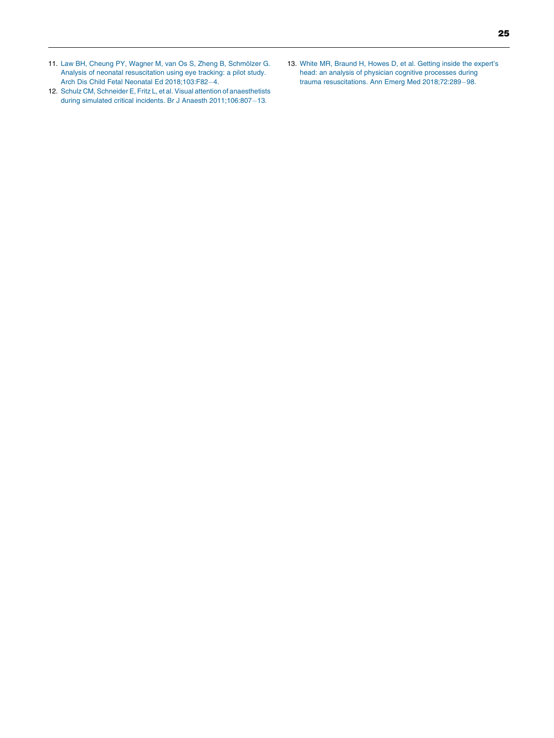11. Law BH, Cheung PY, Wagner M, van Os S, Zheng B, Schmölzer G. Analysis of neonatal resuscitation using eye tracking: a pilot study. Arch Dis Child Fetal Neonatal Ed 2018;103:F82–4.
12. Schulz CM, Schneider E, Fritz L, et al. Visual attention of anaesthetists during simulated critical incidents. Br J Anaesth 2011;106:807–13.
13. White MR, Braund H, Howes D, et al. Getting inside the expert's head: an analysis of physician cognitive processes during trauma resuscitations. Ann Emerg Med 2018;72:289–98.